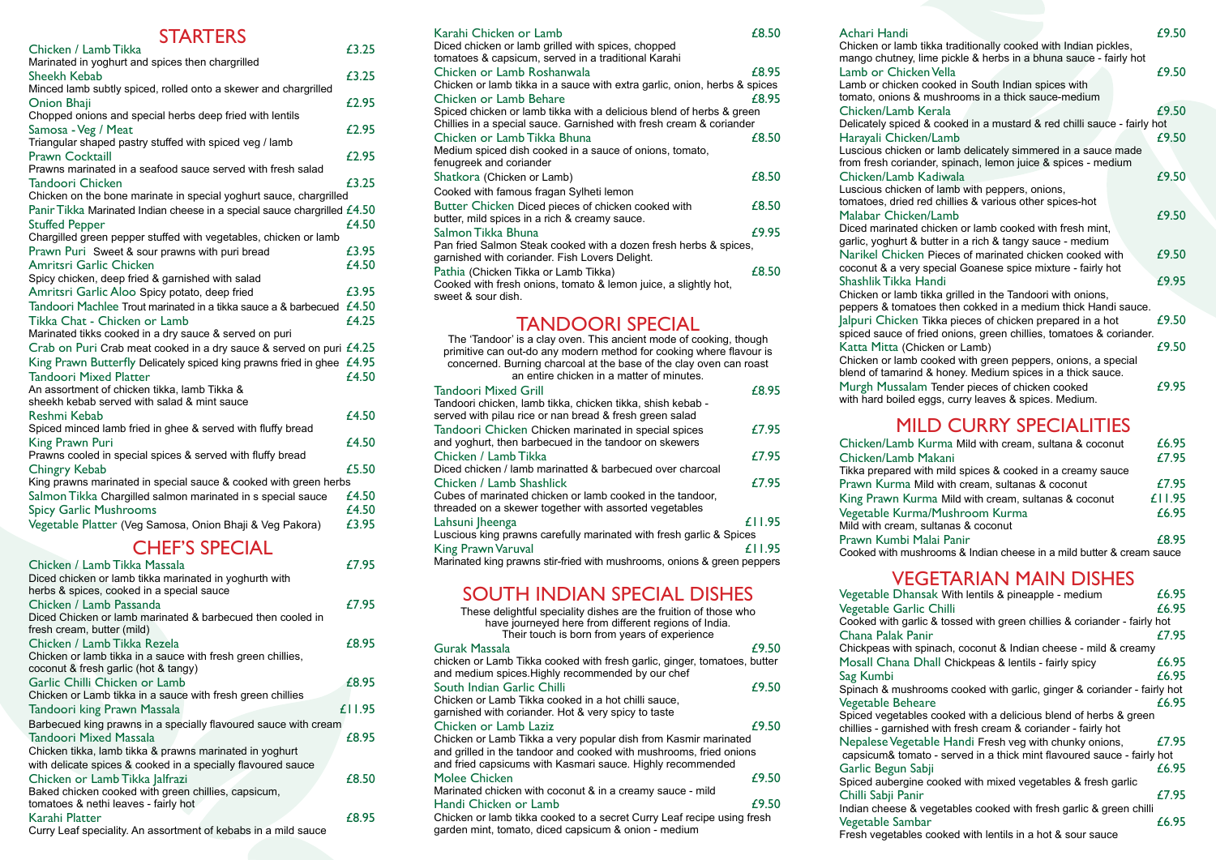# STARTERS

Chicken / Lamb Tikka £3.25
Marinated in yoghurt and spices then chargrilled

Sheekh Kebab £3.25
Minced lamb subtly spiced, rolled onto a skewer and chargrilled

Onion Bhaji £2.95
Chopped onions and special herbs deep fried with lentils

Samosa - Veg / Meat £2.95
Triangular shaped pastry stuffed with spiced veg / lamb

Prawn Cocktaill £2.95
Prawns marinated in a seafood sauce served with fresh salad

Tandoori Chicken £3.25
Chicken on the bone marinate in special yoghurt sauce, chargrilled

Panir Tikka Marinated Indian cheese in a special sauce chargrilled £4.50

Stuffed Pepper £4.50
Chargilled green pepper stuffed with vegetables, chicken or lamb

Prawn Puri Sweet & sour prawns with puri bread £3.95

Amritsri Garlic Chicken £4.50
Spicy chicken, deep fried & garnished with salad

Amritsri Garlic Aloo Spicy potato, deep fried £3.95

Tandoori Machlee Trout marinated in a tikka sauce a & barbecued £4.50

Tikka Chat - Chicken or Lamb £4.25
Marinated tikks cooked in a dry sauce & served on puri

Crab on Puri Crab meat cooked in a dry sauce & served on puri £4.25

King Prawn Butterfly Delicately spiced king prawns fried in ghee £4.95

Tandoori Mixed Platter £4.50
An assortment of chicken tikka, lamb Tikka & sheekh kebab served with salad & mint sauce

Reshmi Kebab £4.50
Spiced minced lamb fried in ghee & served with fluffy bread

King Prawn Puri £4.50
Prawns cooled in special spices & served with fluffy bread

Chingry Kebab £5.50
King prawns marinated in special sauce & cooked with green herbs

Salmon Tikka Chargilled salmon marinated in s special sauce £4.50

Spicy Garlic Mushrooms £4.50

Vegetable Platter (Veg Samosa, Onion Bhaji & Veg Pakora) £3.95

# CHEF'S SPECIAL

Chicken / Lamb Tikka Massala £7.95
Diced chicken or lamb tikka marinated in yoghurth with herbs & spices, cooked in a special sauce

Chicken / Lamb Passanda £7.95
Diced Chicken or lamb marinated & barbecued then cooled in fresh cream, butter (mild)

Chicken / Lamb Tikka Rezela £8.95
Chicken or lamb tikka in a sauce with fresh green chillies, coconut & fresh garlic (hot & tangy)

Garlic Chilli Chicken or Lamb £8.95
Chicken or Lamb tikka in a sauce with fresh green chillies

Tandoori king Prawn Massala £11.95
Barbecued king prawns in a specially flavoured sauce with cream

Tandoori Mixed Massala £8.95
Chicken tikka, lamb tikka & prawns marinated in yoghurt with delicate spices & cooked in a specially flavoured sauce

Chicken or Lamb Tikka Jalfrazi £8.50
Baked chicken cooked with green chillies, capsicum, tomatoes & nethi leaves - fairly hot

Karahi Platter £8.95
Curry Leaf speciality. An assortment of kebabs in a mild sauce

Karahi Chicken or Lamb £8.50
Diced chicken or lamb grilled with spices, chopped tomatoes & capsicum, served in a traditional Karahi

Chicken or Lamb Roshanwala £8.95
Chicken or lamb tikka in a sauce with extra garlic, onion, herbs & spices

Chicken or Lamb Behare £8.95
Spiced chicken or lamb tikka with a delicious blend of herbs & green Chillies in a special sauce. Garnished with fresh cream & coriander

Chicken or Lamb Tikka Bhuna £8.50
Medium spiced dish cooked in a sauce of onions, tomato, fenugreek and coriander

Shatkora (Chicken or Lamb) £8.50
Cooked with famous fragan Sylheti lemon

Butter Chicken Diced pieces of chicken cooked with butter, mild spices in a rich & creamy sauce. £8.50

Salmon Tikka Bhuna £9.95
Pan fried Salmon Steak cooked with a dozen fresh herbs & spices, garnished with coriander. Fish Lovers Delight.

Pathia (Chicken Tikka or Lamb Tikka) £8.50
Cooked with fresh onions, tomato & lemon juice, a slightly hot, sweet & sour dish.

# TANDOORI SPECIAL

The 'Tandoor' is a clay oven. This ancient mode of cooking, though primitive can out-do any modern method for cooking where flavour is concerned. Burning charcoal at the base of the clay oven can roast an entire chicken in a matter of minutes.

Tandoori Mixed Grill £8.95
Tandoori chicken, lamb tikka, chicken tikka, shish kebab - served with pilau rice or nan bread & fresh green salad

Tandoori Chicken Chicken marinated in special spices and yoghurt, then barbecued in the tandoor on skewers £7.95

Chicken / Lamb Tikka £7.95
Diced chicken / lamb marinatted & barbecued over charcoal

Chicken / Lamb Shashlick £7.95
Cubes of marinated chicken or lamb cooked in the tandoor, threaded on a skewer together with assorted vegetables

Lahsuni Jheenga £11.95
Luscious king prawns carefully marinated with fresh garlic & Spices

King Prawn Varuval £11.95
Marinated king prawns stir-fried with mushrooms, onions & green peppers

# SOUTH INDIAN SPECIAL DISHES

These delightful speciality dishes are the fruition of those who have journeyed here from different regions of India. Their touch is born from years of experience

Gurak Massala £9.50
chicken or Lamb Tikka cooked with fresh garlic, ginger, tomatoes, butter and medium spices.Highly recommended by our chef

South Indian Garlic Chilli £9.50
Chicken or Lamb Tikka cooked in a hot chilli sauce, garnished with coriander. Hot & very spicy to taste

Chicken or Lamb Laziz £9.50
Chicken or Lamb Tikka a very popular dish from Kasmir marinated and grilled in the tandoor and cooked with mushrooms, fried onions and fried capsicums with Kasmari sauce. Highly recommended

Molee Chicken £9.50
Marinated chicken with coconut & in a creamy sauce - mild

Handi Chicken or Lamb £9.50
Chicken or lamb tikka cooked to a secret Curry Leaf recipe using fresh garden mint, tomato, diced capsicum & onion - medium

Achari Handi £9.50
Chicken or lamb tikka traditionally cooked with Indian pickles, mango chutney, lime pickle & herbs in a bhuna sauce - fairly hot

Lamb or Chicken Vella £9.50
Lamb or chicken cooked in South Indian spices with tomato, onions & mushrooms in a thick sauce-medium

Chicken/Lamb Kerala £9.50
Delicately spiced & cooked in a mustard & red chilli sauce - fairly hot

Harayali Chicken/Lamb £9.50
Luscious chicken or lamb delicately simmered in a sauce made from fresh coriander, spinach, lemon juice & spices - medium

Chicken/Lamb Kadiwala £9.50
Luscious chicken of lamb with peppers, onions, tomatoes, dried red chillies & various other spices-hot

Malabar Chicken/Lamb £9.50
Diced marinated chicken or lamb cooked with fresh mint, garlic, yoghurt & butter in a rich & tangy sauce - medium

Narikel Chicken Pieces of marinated chicken cooked with coconut & a very special Goanese spice mixture - fairly hot £9.50

Shashlik Tikka Handi £9.95
Chicken or lamb tikka grilled in the Tandoori with onions, peppers & tomatoes then cokked in a medium thick Handi sauce.

Jalpuri Chicken Tikka pieces of chicken prepared in a hot spiced sauce of fried onions, green chillies, tomatoes & coriander. £9.50

Katta Mitta (Chicken or Lamb) £9.50
Chicken or lamb cooked with green peppers, onions, a special blend of tamarind & honey. Medium spices in a thick sauce.

Murgh Mussalam Tender pieces of chicken cooked with hard boiled eggs, curry leaves & spices. Medium. £9.95

# MILD CURRY SPECIALITIES

Chicken/Lamb Kurma Mild with cream, sultana & coconut £6.95

Chicken/Lamb Makani £7.95
Tikka prepared with mild spices & cooked in a creamy sauce

Prawn Kurma Mild with cream, sultanas & coconut £7.95

King Prawn Kurma Mild with cream, sultanas & coconut £11.95

Vegetable Kurma/Mushroom Kurma £6.95
Mild with cream, sultanas & coconut

Prawn Kumbi Malai Panir £8.95
Cooked with mushrooms & Indian cheese in a mild butter & cream sauce

# VEGETARIAN MAIN DISHES

Vegetable Dhansak With lentils & pineapple - medium £6.95

Vegetable Garlic Chilli £6.95
Cooked with garlic & tossed with green chillies & coriander - fairly hot

Chana Palak Panir £7.95
Chickpeas with spinach, coconut & Indian cheese - mild & creamy

Mosall Chana Dhall Chickpeas & lentils - fairly spicy £6.95

Sag Kumbi £6.95
Spinach & mushrooms cooked with garlic, ginger & coriander - fairly hot

Vegetable Beheare £6.95
Spiced vegetables cooked with a delicious blend of herbs & green chillies - garnished with fresh cream & coriander - fairly hot

Nepalese Vegetable Handi Fresh veg with chunky onions, capsicum& tomato - served in a thick mint flavoured sauce - fairly hot £7.95

Garlic Begun Sabji £6.95
Spiced aubergine cooked with mixed vegetables & fresh garlic

Chilli Sabji Panir £7.95
Indian cheese & vegetables cooked with fresh garlic & green chilli

Vegetable Sambar £6.95
Fresh vegetables cooked with lentils in a hot & sour sauce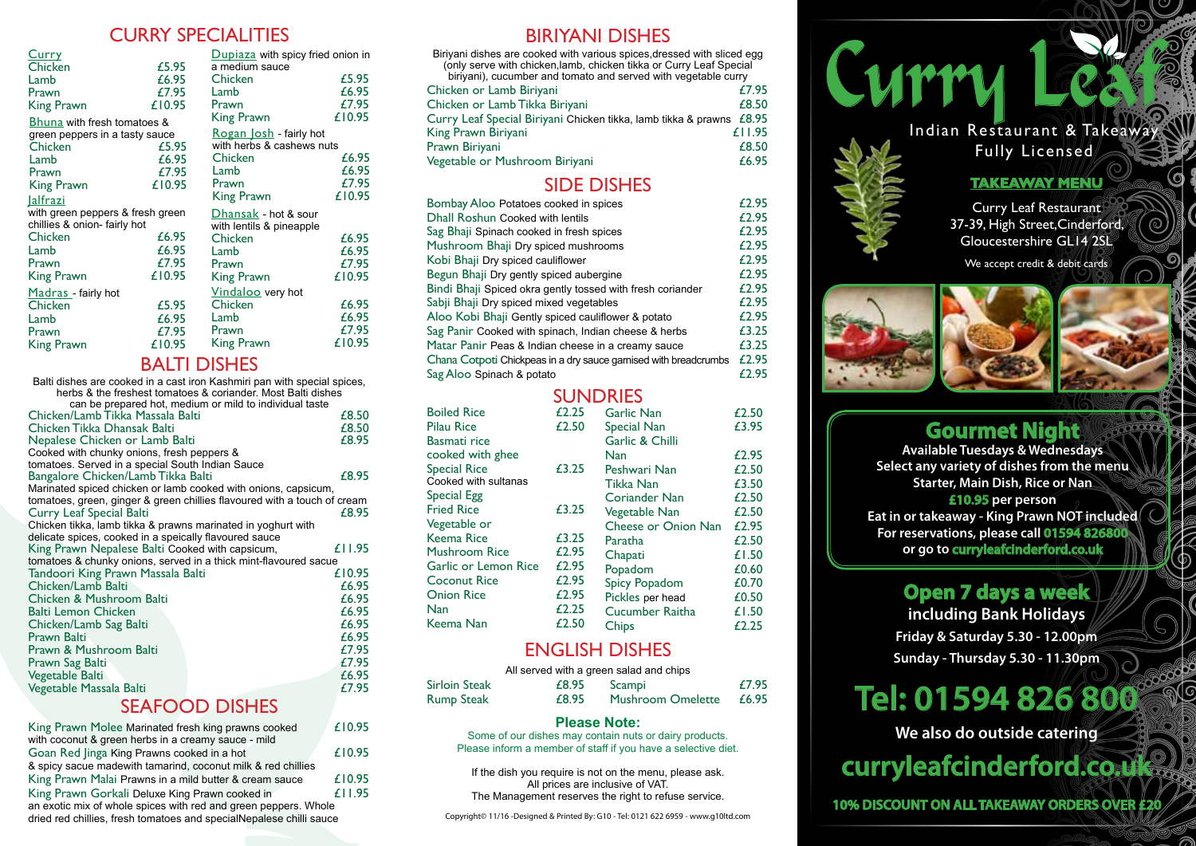# CURRY SPECIALITIES

**Curry**

| | |
|---|---|
| Chicken | £5.95 |
| Lamb | £6.95 |
| Prawn | £7.95 |
| King Prawn | £10.95 |

**Bhuna** with fresh tomatoes & green peppers in a tasty sauce

| | |
|---|---|
| Chicken | £5.95 |
| Lamb | £6.95 |
| Prawn | £7.95 |
| King Prawn | £10.95 |

**Jalfrazi** with green peppers & fresh green chillies & onion- fairly hot

| | |
|---|---|
| Chicken | £6.95 |
| Lamb | £6.95 |
| Prawn | £7.95 |
| King Prawn | £10.95 |

**Madras** - fairly hot

| | |
|---|---|
| Chicken | £5.95 |
| Lamb | £6.95 |
| Prawn | £7.95 |
| King Prawn | £10.95 |

**Dupiaza** with spicy fried onion in a medium sauce

| | |
|---|---|
| Chicken | £5.95 |
| Lamb | £6.95 |
| Prawn | £7.95 |
| King Prawn | £10.95 |

**Rogan Josh** - fairly hot with herbs & cashews nuts

| | |
|---|---|
| Chicken | £6.95 |
| Lamb | £6.95 |
| Prawn | £7.95 |
| King Prawn | £10.95 |

**Dhansak** - hot & sour with lentils & pineapple

| | |
|---|---|
| Chicken | £6.95 |
| Lamb | £6.95 |
| Prawn | £7.95 |
| King Prawn | £10.95 |

**Vindaloo** very hot

| | |
|---|---|
| Chicken | £6.95 |
| Lamb | £6.95 |
| Prawn | £7.95 |
| King Prawn | £10.95 |

# BALTI DISHES

Balti dishes are cooked in a cast iron Kashmiri pan with special spices, herbs & the freshest tomatoes & coriander. Most Balti dishes can be prepared hot, medium or mild to individual taste

| | |
|---|---|
| Chicken/Lamb Tikka Massala Balti | £8.50 |
| Chicken Tikka Dhansak Balti | £8.50 |
| Nepalese Chicken or Lamb Balti Cooked with chunky onions, fresh peppers & tomatoes. Served in a special South Indian Sauce | £8.95 |
| Bangalore Chicken/Lamb Tikka Balti Marinated spiced chicken or lamb cooked with onions, capsicum, tomatoes, green, ginger & green chillies flavoured with a touch of cream | £8.95 |
| Curry Leaf Special Balti Chicken tikka, lamb tikka & prawns marinated in yoghurt with delicate spices, cooked in a speically flavoured sauce | £8.95 |
| King Prawn Nepalese Balti Cooked with capsicum, tomatoes & chunky onions, served in a thick mint-flavoured sacue | £11.95 |
| Tandoori King Prawn Massala Balti | £10.95 |
| Chicken/Lamb Balti | £6.95 |
| Chicken & Mushroom Balti | £6.95 |
| Balti Lemon Chicken | £6.95 |
| Chicken/Lamb Sag Balti | £6.95 |
| Prawn Balti | £6.95 |
| Prawn & Mushroom Balti | £7.95 |
| Prawn Sag Balti | £7.95 |
| Vegetable Balti | £6.95 |
| Vegetable Massala Balti | £7.95 |

# SEAFOOD DISHES

| | |
|---|---|
| King Prawn Molee Marinated fresh king prawns cooked with coconut & green herbs in a creamy sauce - mild | £10.95 |
| Goan Red Jinga King Prawns cooked in a hot & spicy sauce madewith tamarind, coconut milk & red chillies | £10.95 |
| King Prawn Malai Prawns in a mild butter & cream sauce | £10.95 |
| King Prawn Gorkali Deluxe King Prawn cooked in an exotic mix of whole spices with red and green peppers. Whole dried red chillies, fresh tomatoes and specialNepalese chilli sauce | £11.95 |

# BIRIYANI DISHES

Biriyani dishes are cooked with various spices,dressed with sliced egg (only serve with chicken,lamb, chicken tikka or Curry Leaf Special biriyani), cucumber and tomato and served with vegetable curry

| | |
|---|---|
| Chicken or Lamb Biriyani | £7.95 |
| Chicken or Lamb Tikka Biriyani | £8.50 |
| Curry Leaf Special Biriyani Chicken tikka, lamb tikka & prawns | £8.95 |
| King Prawn Biriyani | £11.95 |
| Prawn Biriyani | £8.50 |
| Vegetable or Mushroom Biriyani | £6.95 |

# SIDE DISHES

| | |
|---|---|
| Bombay Aloo Potatoes cooked in spices | £2.95 |
| Dhall Roshun Cooked with lentils | £2.95 |
| Sag Bhaji Spinach cooked in fresh spices | £2.95 |
| Mushroom Bhaji Dry spiced mushrooms | £2.95 |
| Kobi Bhaji Dry spiced cauliflower | £2.95 |
| Begun Bhaji Dry gently spiced aubergine | £2.95 |
| Bindi Bhaji Spiced okra gently tossed with fresh coriander | £2.95 |
| Sabji Bhaji Dry spiced mixed vegetables | £2.95 |
| Aloo Kobi Bhaji Gently spiced cauliflower & potato | £2.95 |
| Sag Panir Cooked with spinach, Indian cheese & herbs | £3.25 |
| Matar Panir Peas & Indian cheese in a creamy sauce | £3.25 |
| Chana Cotpoti Chickpeas in a dry sauce garnised with breadcrumbs | £2.95 |
| Sag Aloo Spinach & potato | £2.95 |

# SUNDRIES

| | |
|---|---|
| Boiled Rice | £2.25 |
| Pilau Rice | £2.50 |
| Basmati rice cooked with ghee | |
| Special Rice Cooked with sultanas | £3.25 |
| Special Egg Fried Rice | £3.25 |
| Vegetable or Keema Rice | £3.25 |
| Mushroom Rice | £2.95 |
| Garlic or Lemon Rice | £2.95 |
| Coconut Rice | £2.95 |
| Onion Rice | £2.95 |
| Nan | £2.25 |
| Keema Nan | £2.50 |
| Garlic Nan | £2.50 |
| Special Nan | £3.95 |
| Garlic & Chilli Nan | £2.95 |
| Peshwari Nan | £2.50 |
| Tikka Nan | £3.50 |
| Coriander Nan | £2.50 |
| Vegetable Nan | £2.50 |
| Cheese or Onion Nan | £2.95 |
| Paratha | £2.50 |
| Chapati | £1.50 |
| Popadom | £0.60 |
| Spicy Popadom | £0.70 |
| Pickles per head | £0.50 |
| Cucumber Raitha | £1.50 |
| Chips | £2.25 |

# ENGLISH DISHES

All served with a green salad and chips

| | |
|---|---|
| Sirloin Steak | £8.95 |
| Rump Steak | £8.95 |
| Scampi | £7.95 |
| Mushroom Omelette | £6.95 |

**Please Note:**

Some of our dishes may contain nuts or dairy products.
Please inform a member of staff if you have a selective diet.

If the dish you require is not on the menu, please ask.
All prices are inclusive of VAT.
The Management reserves the right to refuse service.

Copyright© 11/16 -Designed & Printed By: G10 - Tel: 0121 622 6959 - www.g10ltd.com

# Curry Leaf

Indian Restaurant & Takeaway
Fully Licensed

**TAKEAWAY MENU**

Curry Leaf Restaurant
37-39, High Street,Cinderford,
Gloucestershire GL14 2SL

We accept credit & debit cards

## Gourmet Night

**Available Tuesdays & Wednesdays**
**Select any variety of dishes from the menu**
**Starter, Main Dish, Rice or Nan**
**£10.95 per person**
**Eat in or takeaway - King Prawn NOT included**
**For reservations, please call 01594 826800**
**or go to curryleafcinderford.co.uk**

## Open 7 days a week

**including Bank Holidays**

**Friday & Saturday 5.30 - 12.00pm**
**Sunday - Thursday 5.30 - 11.30pm**

## Tel: 01594 826 800

**We also do outside catering**

## curryleafcinderford.co.uk

**10% DISCOUNT ON ALL TAKEAWAY ORDERS OVER £20**